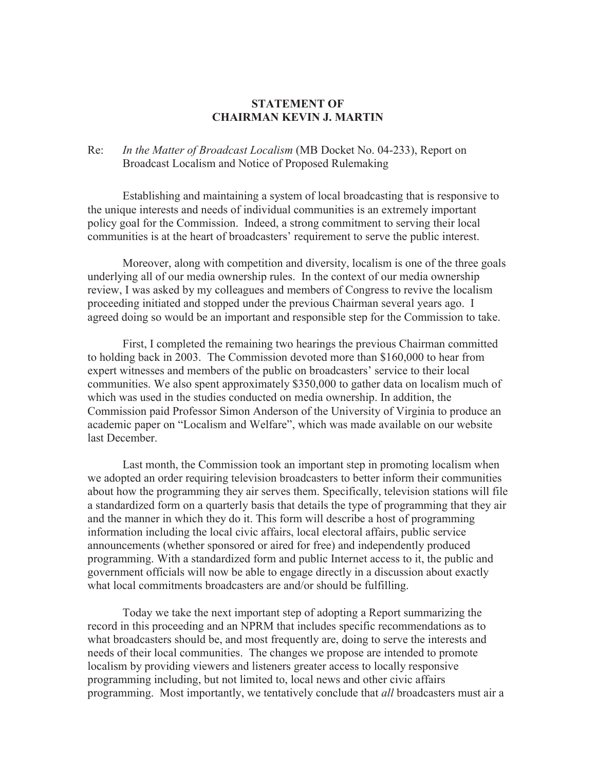**STATEMENT OF**
**CHAIRMAN KEVIN J. MARTIN**

Re: *In the Matter of Broadcast Localism* (MB Docket No. 04-233), Report on Broadcast Localism and Notice of Proposed Rulemaking

Establishing and maintaining a system of local broadcasting that is responsive to the unique interests and needs of individual communities is an extremely important policy goal for the Commission. Indeed, a strong commitment to serving their local communities is at the heart of broadcasters' requirement to serve the public interest.

Moreover, along with competition and diversity, localism is one of the three goals underlying all of our media ownership rules. In the context of our media ownership review, I was asked by my colleagues and members of Congress to revive the localism proceeding initiated and stopped under the previous Chairman several years ago. I agreed doing so would be an important and responsible step for the Commission to take.

First, I completed the remaining two hearings the previous Chairman committed to holding back in 2003. The Commission devoted more than $160,000 to hear from expert witnesses and members of the public on broadcasters' service to their local communities. We also spent approximately $350,000 to gather data on localism much of which was used in the studies conducted on media ownership. In addition, the Commission paid Professor Simon Anderson of the University of Virginia to produce an academic paper on "Localism and Welfare", which was made available on our website last December.

Last month, the Commission took an important step in promoting localism when we adopted an order requiring television broadcasters to better inform their communities about how the programming they air serves them. Specifically, television stations will file a standardized form on a quarterly basis that details the type of programming that they air and the manner in which they do it. This form will describe a host of programming information including the local civic affairs, local electoral affairs, public service announcements (whether sponsored or aired for free) and independently produced programming. With a standardized form and public Internet access to it, the public and government officials will now be able to engage directly in a discussion about exactly what local commitments broadcasters are and/or should be fulfilling.

Today we take the next important step of adopting a Report summarizing the record in this proceeding and an NPRM that includes specific recommendations as to what broadcasters should be, and most frequently are, doing to serve the interests and needs of their local communities. The changes we propose are intended to promote localism by providing viewers and listeners greater access to locally responsive programming including, but not limited to, local news and other civic affairs programming. Most importantly, we tentatively conclude that *all* broadcasters must air a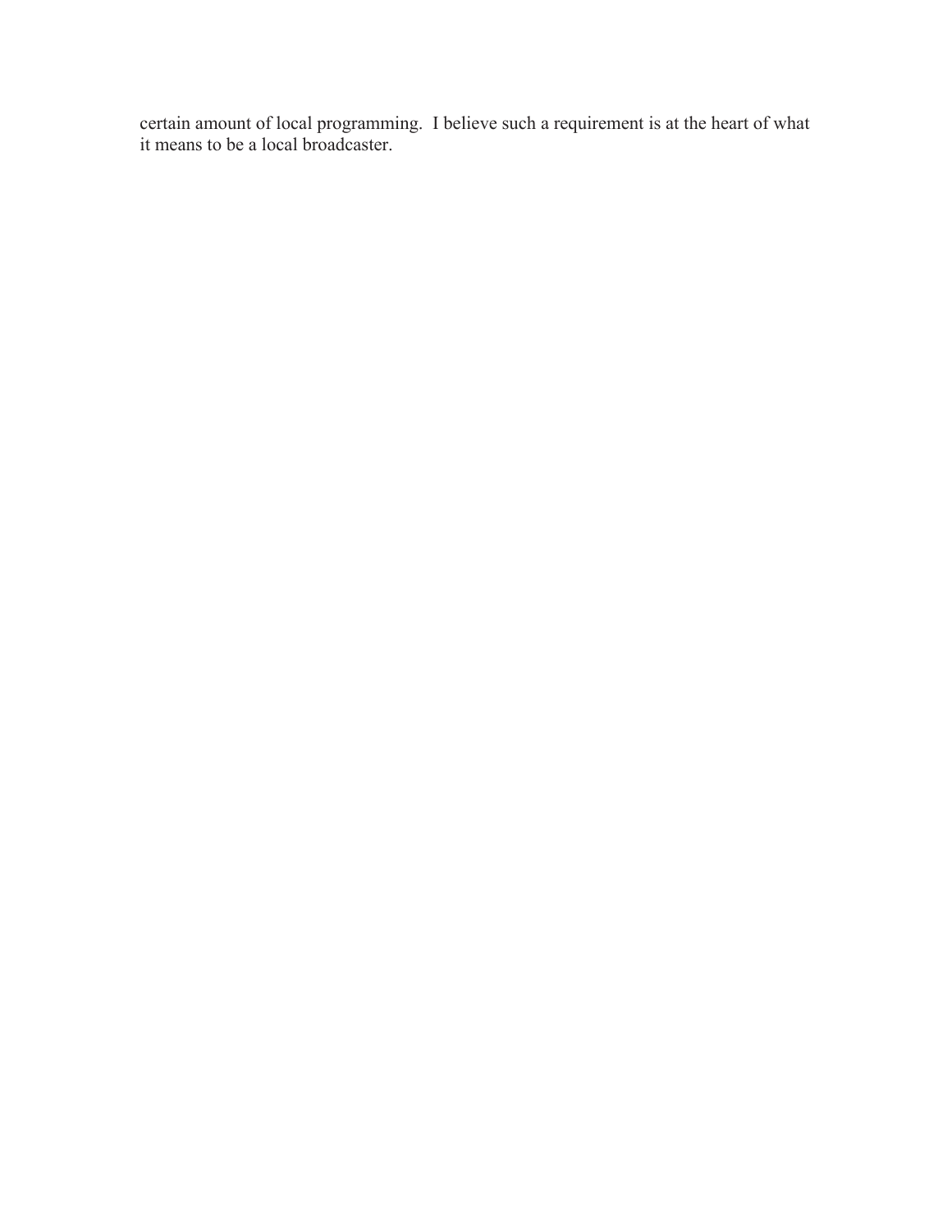certain amount of local programming. I believe such a requirement is at the heart of what it means to be a local broadcaster.